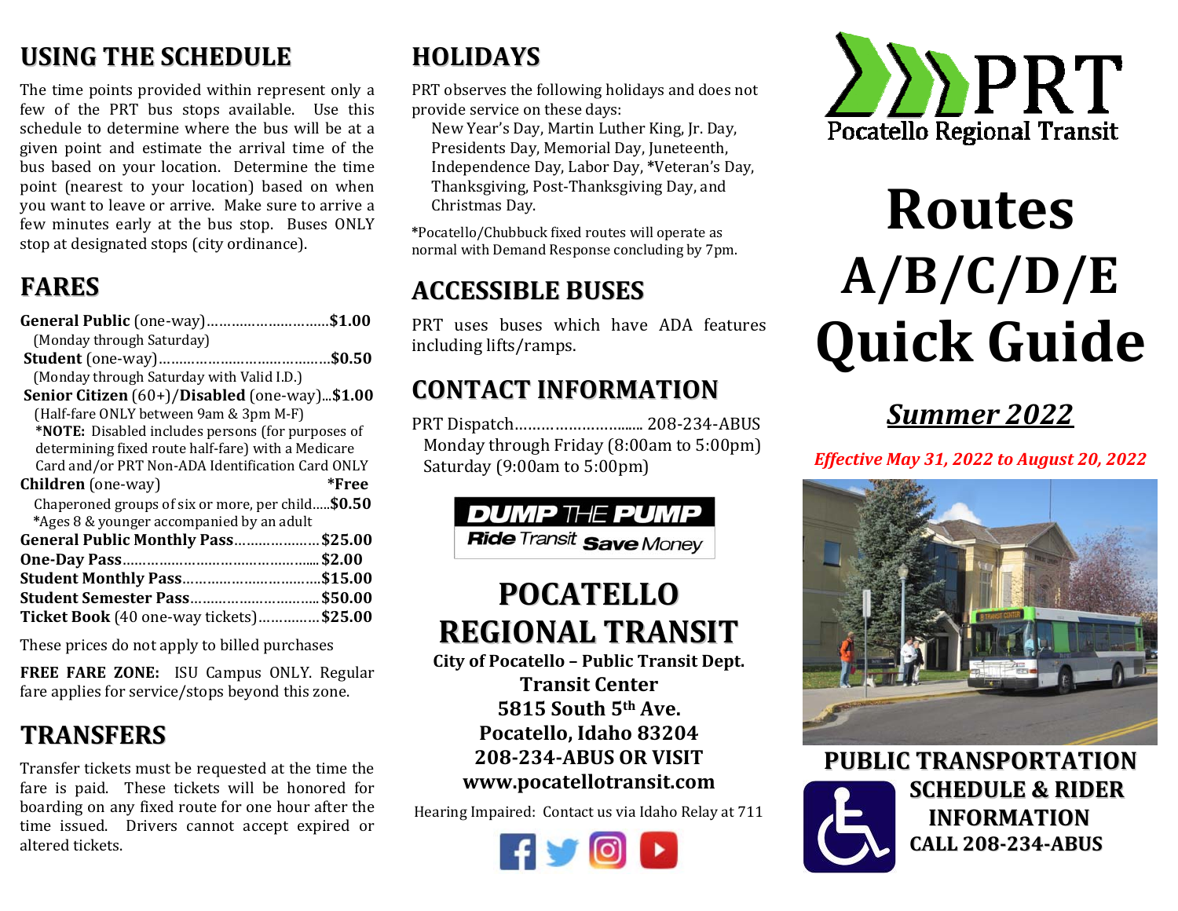## USING THE SCHEDULE

The time points provided within represent only a few of the PRT bus stops available. Use this schedule to determine where the bus will be at a given point and estimate the arrival time of the bus based on your location. Determine the time point (nearest to your location) based on when you want to leave or arrive. Make sure to arrive a few minutes early at the bus stop. Buses ONLY stop at designated stops (city ordinance).

## FARES

**General Public** (one-way)…………………………**$1.00**
(Monday through Saturday)
**Student** (one-way)……………………………………**$0.50**
(Monday through Saturday with Valid I.D.)
**Senior Citizen** (60+)/**Disabled** (one-way)...**$1.00**
(Half-fare ONLY between 9am & 3pm M-F)
***NOTE:** Disabled includes persons (for purposes of determining fixed route half-fare) with a Medicare Card and/or PRT Non-ADA Identification Card ONLY
**Children** (one-way) ***Free**
Chaperoned groups of six or more, per child.....**$0.50**
*Ages 8 & younger accompanied by an adult
**General Public Monthly Pass**…………………**$25.00**
**One-Day Pass**………………………………………**$2.00**
**Student Monthly Pass**……………………………**$15.00**
**Student Semester Pass**…………………………**$50.00**
**Ticket Book** (40 one-way tickets)……………**$25.00**

These prices do not apply to billed purchases

**FREE FARE ZONE:** ISU Campus ONLY. Regular fare applies for service/stops beyond this zone.

## TRANSFERS

Transfer tickets must be requested at the time the fare is paid. These tickets will be honored for boarding on any fixed route for one hour after the time issued. Drivers cannot accept expired or altered tickets.

## HOLIDAYS

PRT observes the following holidays and does not provide service on these days:
New Year's Day, Martin Luther King, Jr. Day, Presidents Day, Memorial Day, Juneteenth, Independence Day, Labor Day, *Veteran's Day, Thanksgiving, Post-Thanksgiving Day, and Christmas Day.

*Pocatello/Chubbuck fixed routes will operate as normal with Demand Response concluding by 7pm.

## ACCESSIBLE BUSES

PRT uses buses which have ADA features including lifts/ramps.

## CONTACT INFORMATION

PRT Dispatch………………………. 208-234-ABUS
Monday through Friday (8:00am to 5:00pm)
Saturday (9:00am to 5:00pm)

**DUMP THE PUMP**
*Ride Transit Save Money*

## POCATELLO REGIONAL TRANSIT

**City of Pocatello – Public Transit Dept.**
**Transit Center**
**5815 South 5th Ave.**
**Pocatello, Idaho 83204**
**208-234-ABUS OR VISIT**
**www.pocatellotransit.com**

Hearing Impaired: Contact us via Idaho Relay at 711

PRT
Pocatello Regional Transit

# Routes A/B/C/D/E Quick Guide

## *Summer 2022*

*Effective May 31, 2022 to August 20, 2022*

**PUBLIC TRANSPORTATION SCHEDULE & RIDER INFORMATION CALL 208-234-ABUS**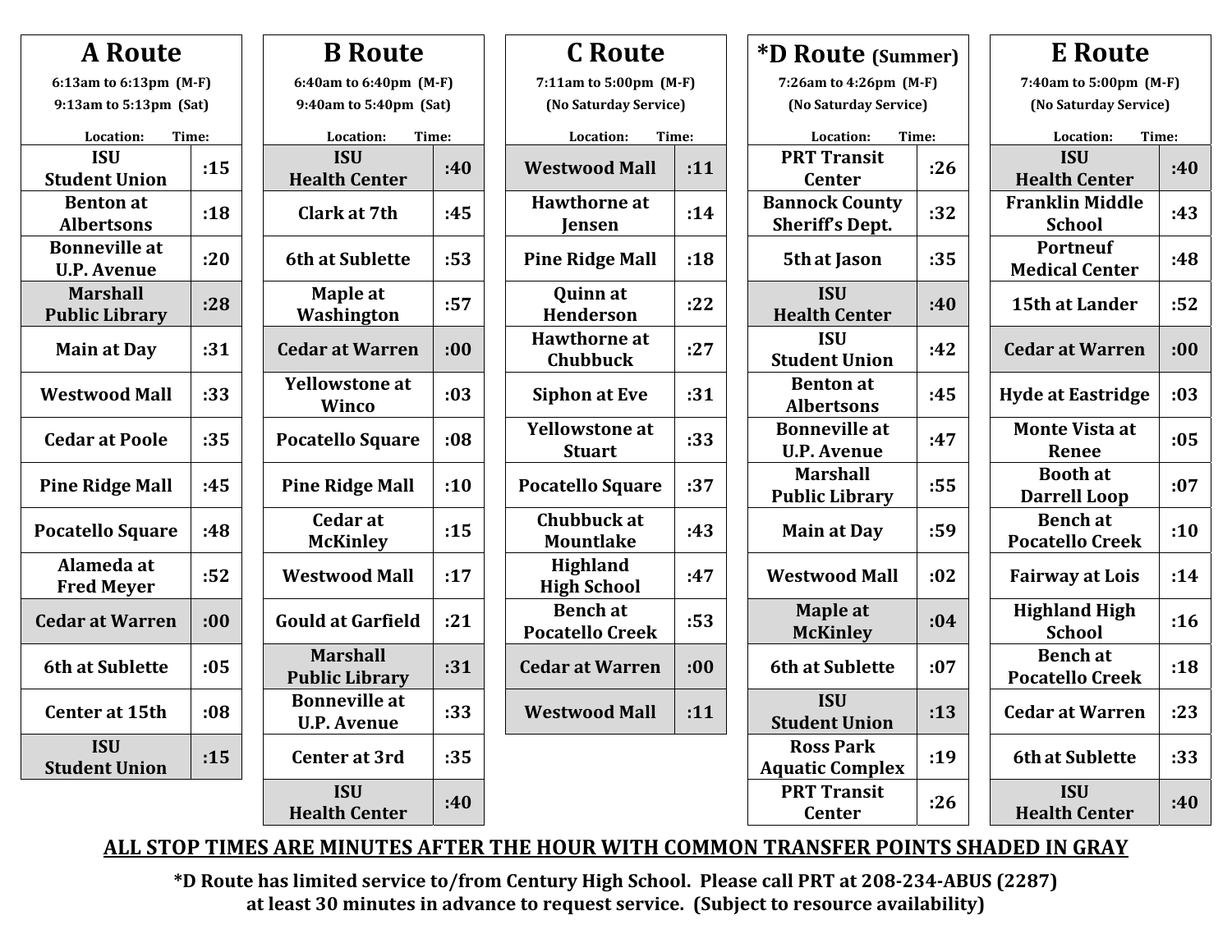## A Route

6:13am to 6:13pm (M-F)
9:13am to 5:13pm (Sat)

| Location: | Time: |
|---|---|
| ISU Student Union | :15 |
| Benton at Albertsons | :18 |
| Bonneville at U.P. Avenue | :20 |
| Marshall Public Library | :28 |
| Main at Day | :31 |
| Westwood Mall | :33 |
| Cedar at Poole | :35 |
| Pine Ridge Mall | :45 |
| Pocatello Square | :48 |
| Alameda at Fred Meyer | :52 |
| Cedar at Warren | :00 |
| 6th at Sublette | :05 |
| Center at 15th | :08 |
| ISU Student Union | :15 |

## B Route

6:40am to 6:40pm (M-F)
9:40am to 5:40pm (Sat)

| Location: | Time: |
|---|---|
| ISU Health Center | :40 |
| Clark at 7th | :45 |
| 6th at Sublette | :53 |
| Maple at Washington | :57 |
| Cedar at Warren | :00 |
| Yellowstone at Winco | :03 |
| Pocatello Square | :08 |
| Pine Ridge Mall | :10 |
| Cedar at McKinley | :15 |
| Westwood Mall | :17 |
| Gould at Garfield | :21 |
| Marshall Public Library | :31 |
| Bonneville at U.P. Avenue | :33 |
| Center at 3rd | :35 |
| ISU Health Center | :40 |

## C Route

7:11am to 5:00pm (M-F)
(No Saturday Service)

| Location: | Time: |
|---|---|
| Westwood Mall | :11 |
| Hawthorne at Jensen | :14 |
| Pine Ridge Mall | :18 |
| Quinn at Henderson | :22 |
| Hawthorne at Chubbuck | :27 |
| Siphon at Eve | :31 |
| Yellowstone at Stuart | :33 |
| Pocatello Square | :37 |
| Chubbuck at Mountlake | :43 |
| Highland High School | :47 |
| Bench at Pocatello Creek | :53 |
| Cedar at Warren | :00 |
| Westwood Mall | :11 |

## *D Route (Summer)

7:26am to 4:26pm (M-F)
(No Saturday Service)

| Location: | Time: |
|---|---|
| PRT Transit Center | :26 |
| Bannock County Sheriff's Dept. | :32 |
| 5th at Jason | :35 |
| ISU Health Center | :40 |
| ISU Student Union | :42 |
| Benton at Albertsons | :45 |
| Bonneville at U.P. Avenue | :47 |
| Marshall Public Library | :55 |
| Main at Day | :59 |
| Westwood Mall | :02 |
| Maple at McKinley | :04 |
| 6th at Sublette | :07 |
| ISU Student Union | :13 |
| Ross Park Aquatic Complex | :19 |
| PRT Transit Center | :26 |

## E Route

7:40am to 5:00pm (M-F)
(No Saturday Service)

| Location: | Time: |
|---|---|
| ISU Health Center | :40 |
| Franklin Middle School | :43 |
| Portneuf Medical Center | :48 |
| 15th at Lander | :52 |
| Cedar at Warren | :00 |
| Hyde at Eastridge | :03 |
| Monte Vista at Renee | :05 |
| Booth at Darrell Loop | :07 |
| Bench at Pocatello Creek | :10 |
| Fairway at Lois | :14 |
| Highland High School | :16 |
| Bench at Pocatello Creek | :18 |
| Cedar at Warren | :23 |
| 6th at Sublette | :33 |
| ISU Health Center | :40 |

**ALL STOP TIMES ARE MINUTES AFTER THE HOUR WITH COMMON TRANSFER POINTS SHADED IN GRAY**

**\*D Route has limited service to/from Century High School. Please call PRT at 208-234-ABUS (2287) at least 30 minutes in advance to request service. (Subject to resource availability)**